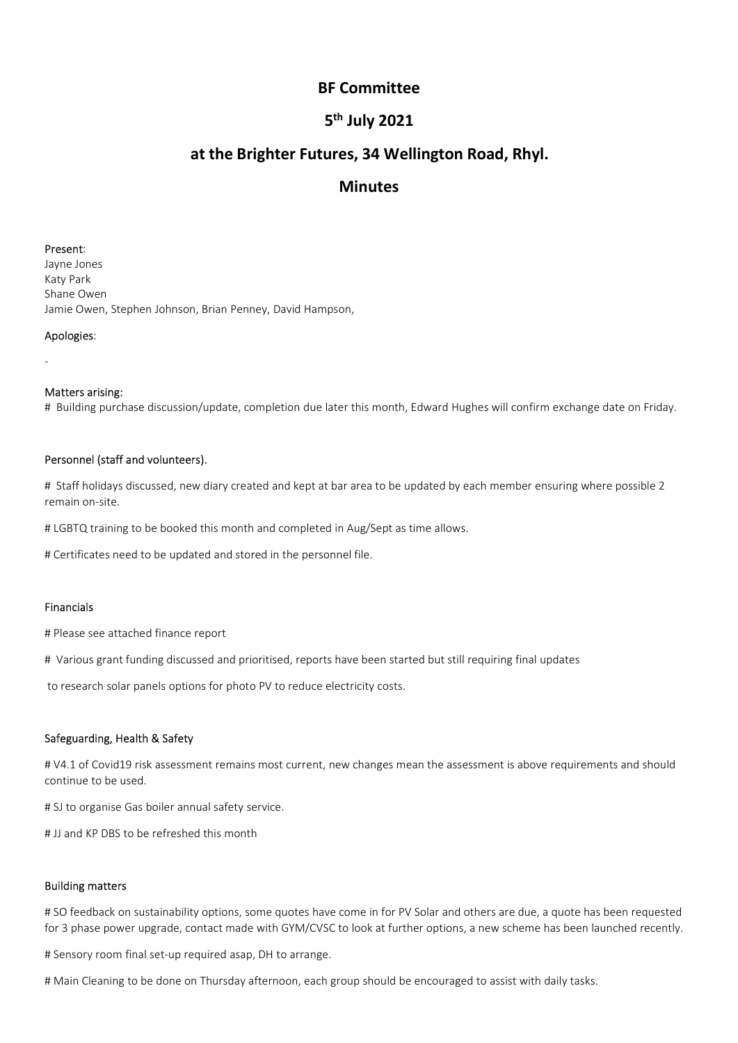# BF Committee

## 5th July 2021

## at the Brighter Futures, 34 Wellington Road, Rhyl.

## Minutes

Present:
Jayne Jones
Katy Park
Shane Owen
Jamie Owen, Stephen Johnson, Brian Penney, David Hampson,

Apologies:

-

Matters arising:
# Building purchase discussion/update, completion due later this month, Edward Hughes will confirm exchange date on Friday.

Personnel (staff and volunteers).

# Staff holidays discussed, new diary created and kept at bar area to be updated by each member ensuring where possible 2 remain on-site.

# LGBTQ training to be booked this month and completed in Aug/Sept as time allows.

# Certificates need to be updated and stored in the personnel file.

Financials

# Please see attached finance report

# Various grant funding discussed and prioritised, reports have been started but still requiring final updates

to research solar panels options for photo PV to reduce electricity costs.

Safeguarding, Health & Safety

# V4.1 of Covid19 risk assessment remains most current, new changes mean the assessment is above requirements and should continue to be used.

# SJ to organise Gas boiler annual safety service.

# JJ and KP DBS to be refreshed this month

Building matters

# SO feedback on sustainability options, some quotes have come in for PV Solar and others are due, a quote has been requested for 3 phase power upgrade, contact made with GYM/CVSC to look at further options, a new scheme has been launched recently.

# Sensory room final set-up required asap, DH to arrange.

# Main Cleaning to be done on Thursday afternoon, each group should be encouraged to assist with daily tasks.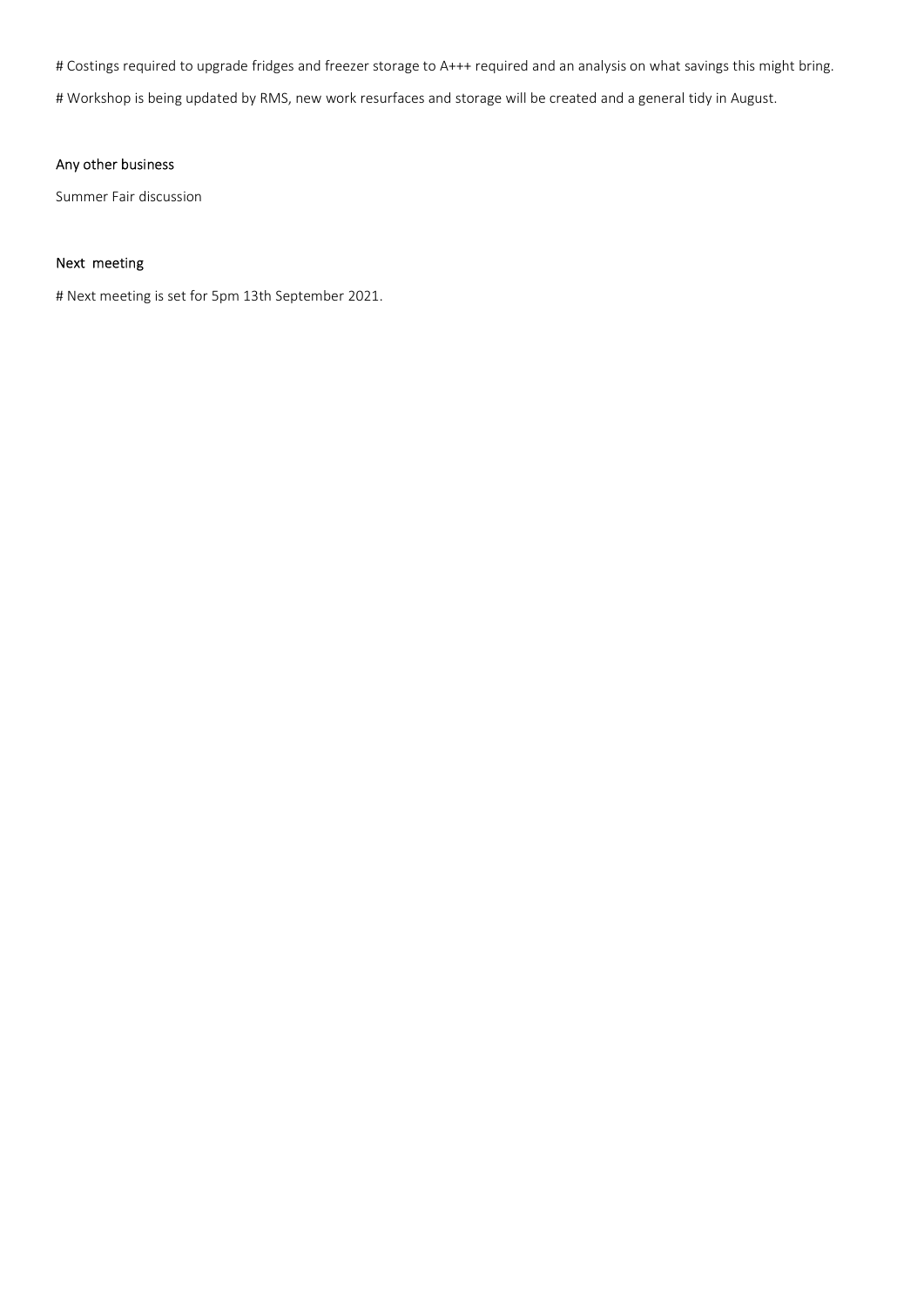# Costings required to upgrade fridges and freezer storage to A+++ required and an analysis on what savings this might bring.

# Workshop is being updated by RMS, new work resurfaces and storage will be created and a general tidy in August.

### Any other business

Summer Fair discussion

### Next meeting

# Next meeting is set for 5pm 13th September 2021.